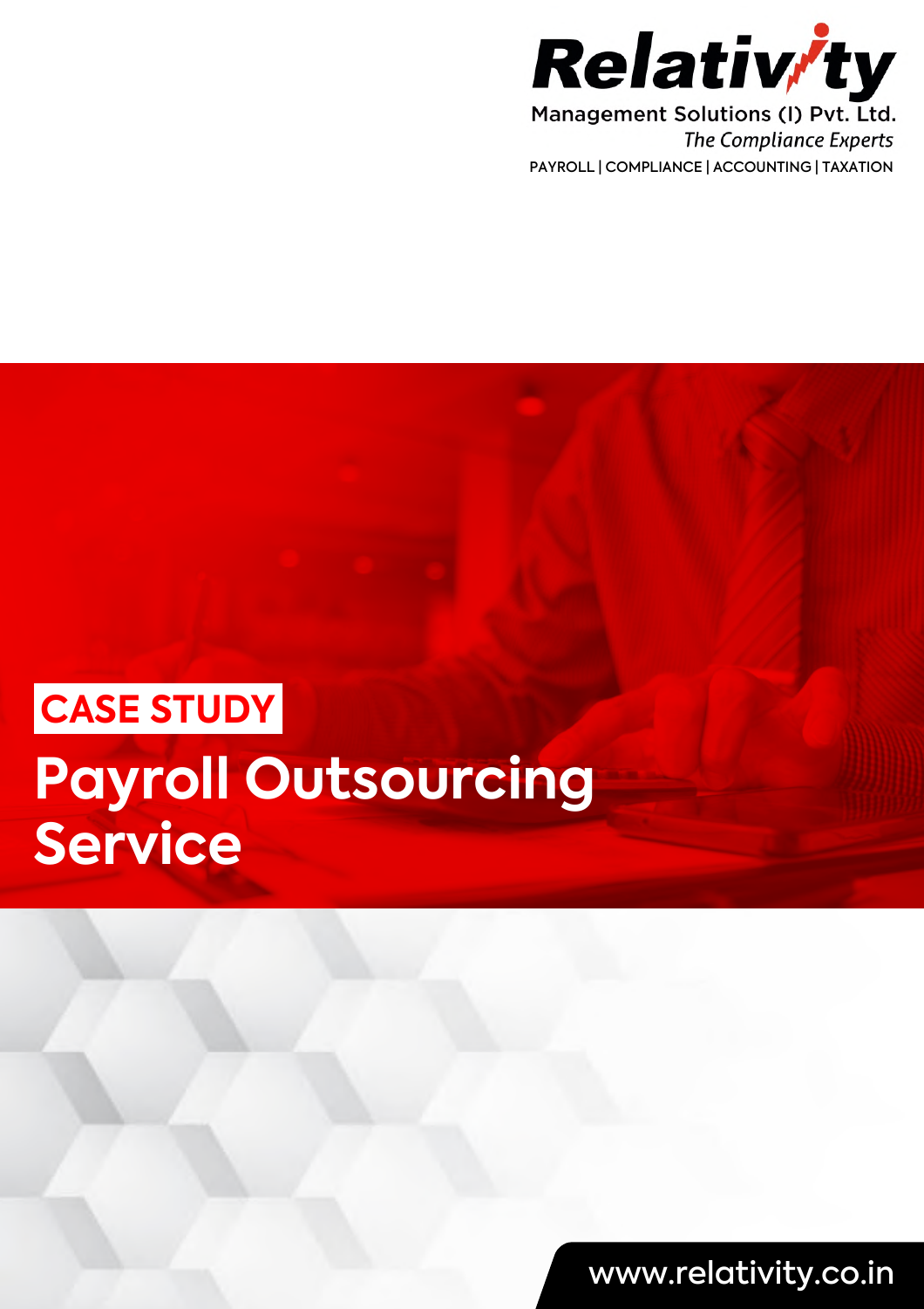**Relativity**

Management Solutions (I) Pvt. Ltd.

*The Compliance Experts*

PAYROLL | COMPLIANCE | ACCOUNTING | TAXATION

**CASE STUDY**

# Payroll Outsourcing Service

www.relativity.co.in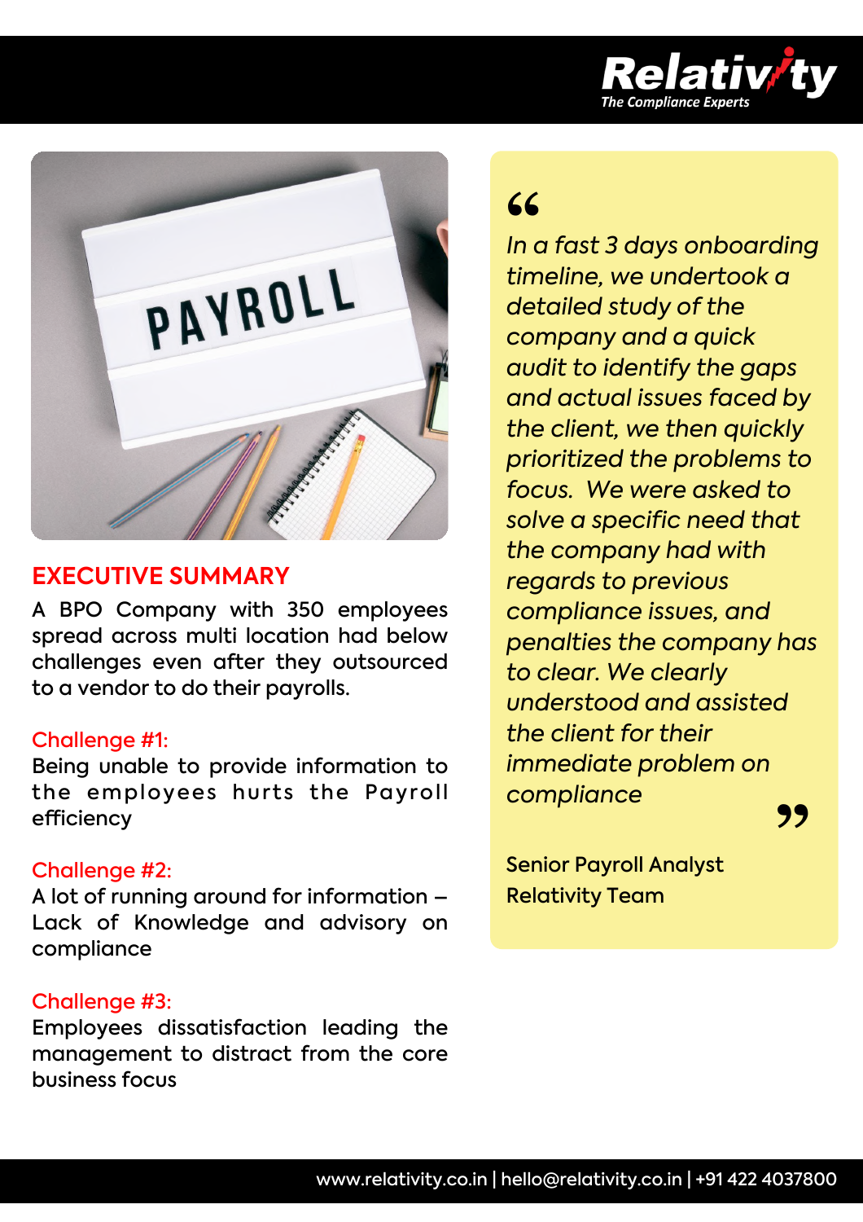## EXECUTIVE SUMMARY

A BPO Company with 350 employees spread across multi location had below challenges even after they outsourced to a vendor to do their payrolls.

**Challenge #1:**
Being unable to provide information to the employees hurts the Payroll efficiency

**Challenge #2:**
A lot of running around for information – Lack of Knowledge and advisory on compliance

**Challenge #3:**
Employees dissatisfaction leading the management to distract from the core business focus

> *In a fast 3 days onboarding timeline, we undertook a detailed study of the company and a quick audit to identify the gaps and actual issues faced by the client, we then quickly prioritized the problems to focus. We were asked to solve a specific need that the company had with regards to previous compliance issues, and penalties the company has to clear. We clearly understood and assisted the client for their immediate problem on compliance*

Senior Payroll Analyst
Relativity Team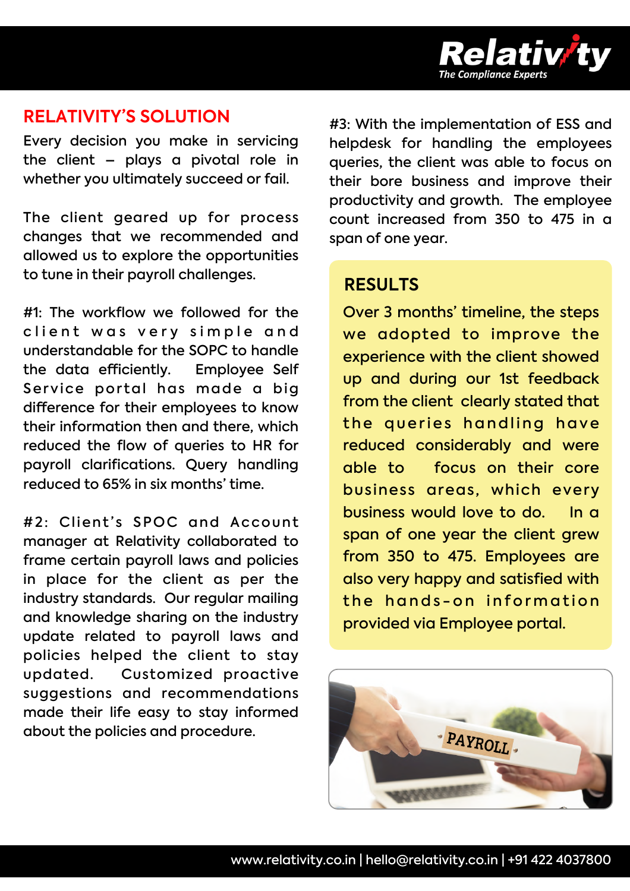## RELATIVITY'S SOLUTION

Every decision you make in servicing the client – plays a pivotal role in whether you ultimately succeed or fail.

The client geared up for process changes that we recommended and allowed us to explore the opportunities to tune in their payroll challenges.

#1: The workflow we followed for the client was very simple and understandable for the SOPC to handle the data efficiently. Employee Self Service portal has made a big difference for their employees to know their information then and there, which reduced the flow of queries to HR for payroll clarifications. Query handling reduced to 65% in six months' time.

#2: Client's SPOC and Account manager at Relativity collaborated to frame certain payroll laws and policies in place for the client as per the industry standards. Our regular mailing and knowledge sharing on the industry update related to payroll laws and policies helped the client to stay updated. Customized proactive suggestions and recommendations made their life easy to stay informed about the policies and procedure.

#3: With the implementation of ESS and helpdesk for handling the employees queries, the client was able to focus on their bore business and improve their productivity and growth. The employee count increased from 350 to 475 in a span of one year.

## RESULTS

Over 3 months' timeline, the steps we adopted to improve the experience with the client showed up and during our 1st feedback from the client clearly stated that the queries handling have reduced considerably and were able to focus on their core business areas, which every business would love to do. In a span of one year the client grew from 350 to 475. Employees are also very happy and satisfied with the hands-on information provided via Employee portal.